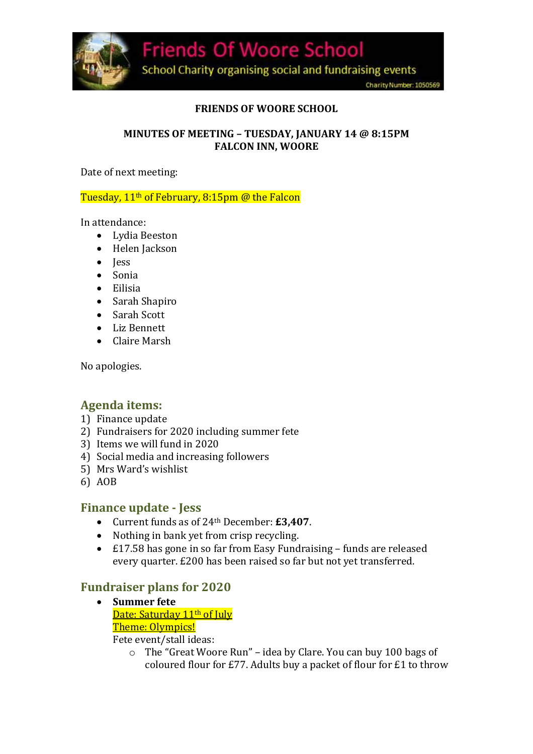# Friends Of Woore School

School Charity organising social and fundraising events

Charity Number: 1050569

**FRIENDS OF WOORE SCHOOL**

**MINUTES OF MEETING – TUESDAY, JANUARY 14 @ 8:15PM**
**FALCON INN, WOORE**

Date of next meeting:

Tuesday, 11th of February, 8:15pm @ the Falcon

In attendance:

- Lydia Beeston
- Helen Jackson
- Jess
- Sonia
- Eilisia
- Sarah Shapiro
- Sarah Scott
- Liz Bennett
- Claire Marsh

No apologies.

## Agenda items:

1) Finance update
2) Fundraisers for 2020 including summer fete
3) Items we will fund in 2020
4) Social media and increasing followers
5) Mrs Ward's wishlist
6) AOB

## Finance update - Jess

- Current funds as of 24th December: **£3,407**.
- Nothing in bank yet from crisp recycling.
- £17.58 has gone in so far from Easy Fundraising – funds are released every quarter. £200 has been raised so far but not yet transferred.

## Fundraiser plans for 2020

- **Summer fete**
  Date: Saturday 11th of July
  Theme: Olympics!
  Fete event/stall ideas:
  - The "Great Woore Run" – idea by Clare. You can buy 100 bags of coloured flour for £77. Adults buy a packet of flour for £1 to throw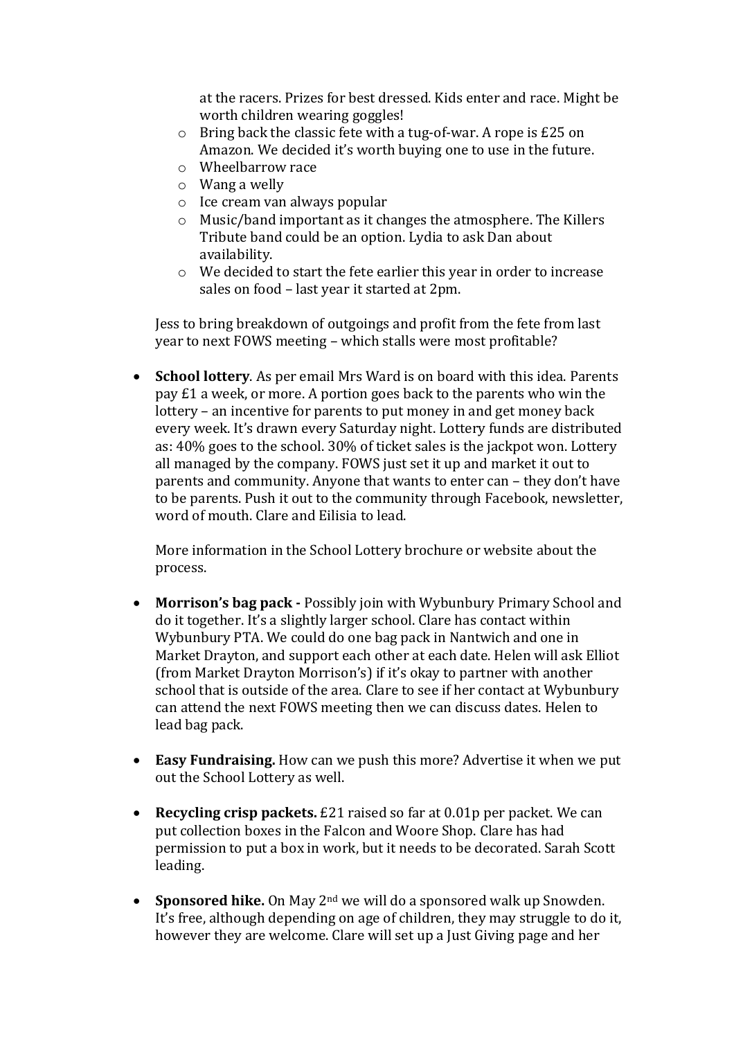at the racers. Prizes for best dressed. Kids enter and race. Might be worth children wearing goggles!
    - Bring back the classic fete with a tug-of-war. A rope is £25 on Amazon. We decided it's worth buying one to use in the future.
    - Wheelbarrow race
    - Wang a welly
    - Ice cream van always popular
    - Music/band important as it changes the atmosphere. The Killers Tribute band could be an option. Lydia to ask Dan about availability.
    - We decided to start the fete earlier this year in order to increase sales on food – last year it started at 2pm.

  Jess to bring breakdown of outgoings and profit from the fete from last year to next FOWS meeting – which stalls were most profitable?

- **School lottery**. As per email Mrs Ward is on board with this idea. Parents pay £1 a week, or more. A portion goes back to the parents who win the lottery – an incentive for parents to put money in and get money back every week. It's drawn every Saturday night. Lottery funds are distributed as: 40% goes to the school. 30% of ticket sales is the jackpot won. Lottery all managed by the company. FOWS just set it up and market it out to parents and community. Anyone that wants to enter can – they don't have to be parents. Push it out to the community through Facebook, newsletter, word of mouth. Clare and Eilisia to lead.

  More information in the School Lottery brochure or website about the process.

- **Morrison's bag pack -** Possibly join with Wybunbury Primary School and do it together. It's a slightly larger school. Clare has contact within Wybunbury PTA. We could do one bag pack in Nantwich and one in Market Drayton, and support each other at each date. Helen will ask Elliot (from Market Drayton Morrison's) if it's okay to partner with another school that is outside of the area. Clare to see if her contact at Wybunbury can attend the next FOWS meeting then we can discuss dates. Helen to lead bag pack.

- **Easy Fundraising.** How can we push this more? Advertise it when we put out the School Lottery as well.

- **Recycling crisp packets.** £21 raised so far at 0.01p per packet. We can put collection boxes in the Falcon and Woore Shop. Clare has had permission to put a box in work, but it needs to be decorated. Sarah Scott leading.

- **Sponsored hike.** On May 2nd we will do a sponsored walk up Snowden. It's free, although depending on age of children, they may struggle to do it, however they are welcome. Clare will set up a Just Giving page and her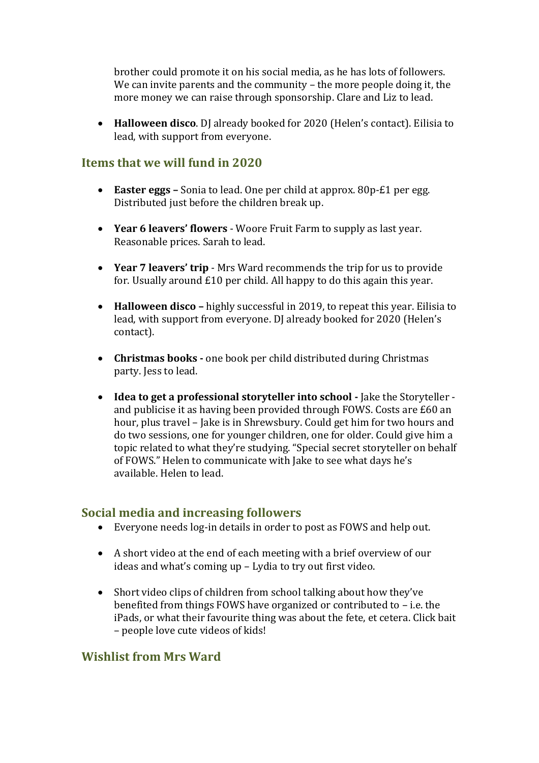brother could promote it on his social media, as he has lots of followers. We can invite parents and the community – the more people doing it, the more money we can raise through sponsorship. Clare and Liz to lead.

- **Halloween disco**. DJ already booked for 2020 (Helen's contact). Eilisia to lead, with support from everyone.

## Items that we will fund in 2020

- **Easter eggs –** Sonia to lead. One per child at approx. 80p-£1 per egg. Distributed just before the children break up.

- **Year 6 leavers' flowers** - Woore Fruit Farm to supply as last year. Reasonable prices. Sarah to lead.

- **Year 7 leavers' trip** - Mrs Ward recommends the trip for us to provide for. Usually around £10 per child. All happy to do this again this year.

- **Halloween disco –** highly successful in 2019, to repeat this year. Eilisia to lead, with support from everyone. DJ already booked for 2020 (Helen's contact).

- **Christmas books -** one book per child distributed during Christmas party. Jess to lead.

- **Idea to get a professional storyteller into school -** Jake the Storyteller - and publicise it as having been provided through FOWS. Costs are £60 an hour, plus travel – Jake is in Shrewsbury. Could get him for two hours and do two sessions, one for younger children, one for older. Could give him a topic related to what they're studying. "Special secret storyteller on behalf of FOWS." Helen to communicate with Jake to see what days he's available. Helen to lead.

## Social media and increasing followers

- Everyone needs log-in details in order to post as FOWS and help out.

- A short video at the end of each meeting with a brief overview of our ideas and what's coming up – Lydia to try out first video.

- Short video clips of children from school talking about how they've benefited from things FOWS have organized or contributed to – i.e. the iPads, or what their favourite thing was about the fete, et cetera. Click bait – people love cute videos of kids!

## Wishlist from Mrs Ward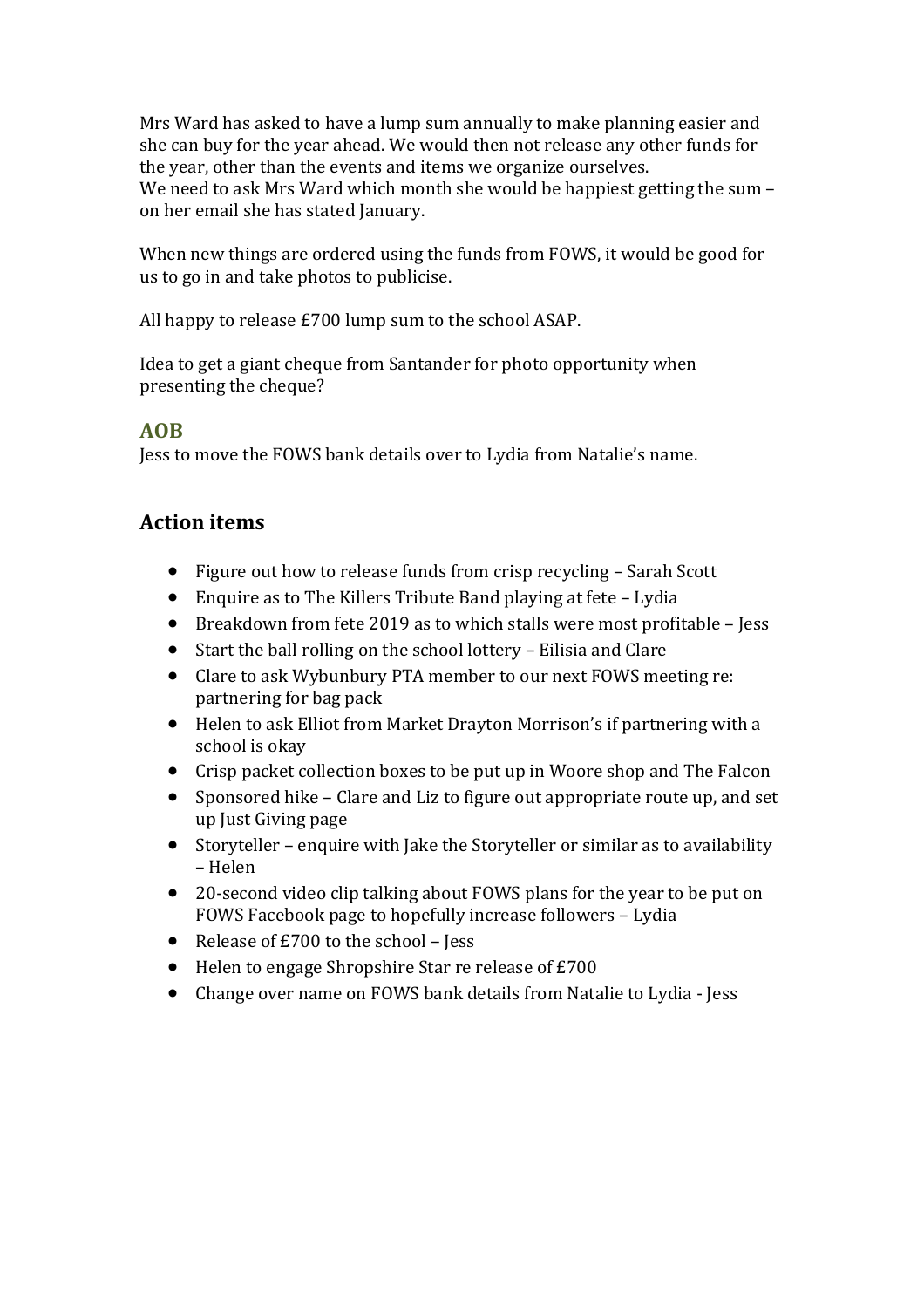Mrs Ward has asked to have a lump sum annually to make planning easier and she can buy for the year ahead. We would then not release any other funds for the year, other than the events and items we organize ourselves.
We need to ask Mrs Ward which month she would be happiest getting the sum – on her email she has stated January.

When new things are ordered using the funds from FOWS, it would be good for us to go in and take photos to publicise.

All happy to release £700 lump sum to the school ASAP.

Idea to get a giant cheque from Santander for photo opportunity when presenting the cheque?

## AOB

Jess to move the FOWS bank details over to Lydia from Natalie's name.

## Action items

- Figure out how to release funds from crisp recycling – Sarah Scott
- Enquire as to The Killers Tribute Band playing at fete – Lydia
- Breakdown from fete 2019 as to which stalls were most profitable – Jess
- Start the ball rolling on the school lottery – Eilisia and Clare
- Clare to ask Wybunbury PTA member to our next FOWS meeting re: partnering for bag pack
- Helen to ask Elliot from Market Drayton Morrison's if partnering with a school is okay
- Crisp packet collection boxes to be put up in Woore shop and The Falcon
- Sponsored hike – Clare and Liz to figure out appropriate route up, and set up Just Giving page
- Storyteller – enquire with Jake the Storyteller or similar as to availability – Helen
- 20-second video clip talking about FOWS plans for the year to be put on FOWS Facebook page to hopefully increase followers – Lydia
- Release of £700 to the school – Jess
- Helen to engage Shropshire Star re release of £700
- Change over name on FOWS bank details from Natalie to Lydia - Jess